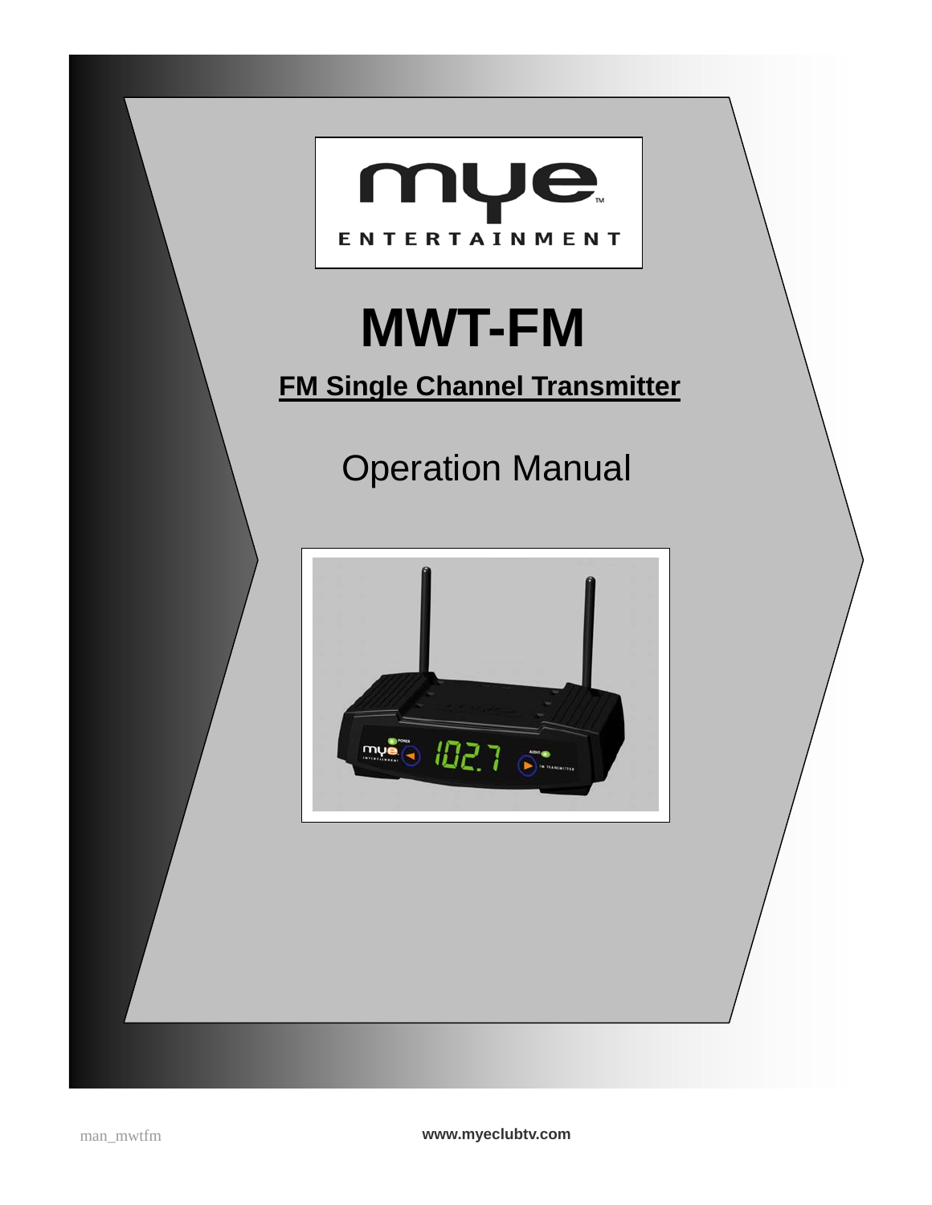mye ENTERTAINMENT

# MWT-FM

## FM Single Channel Transmitter

Operation Manual

man_mwtfm

**www.myeclubtv.com**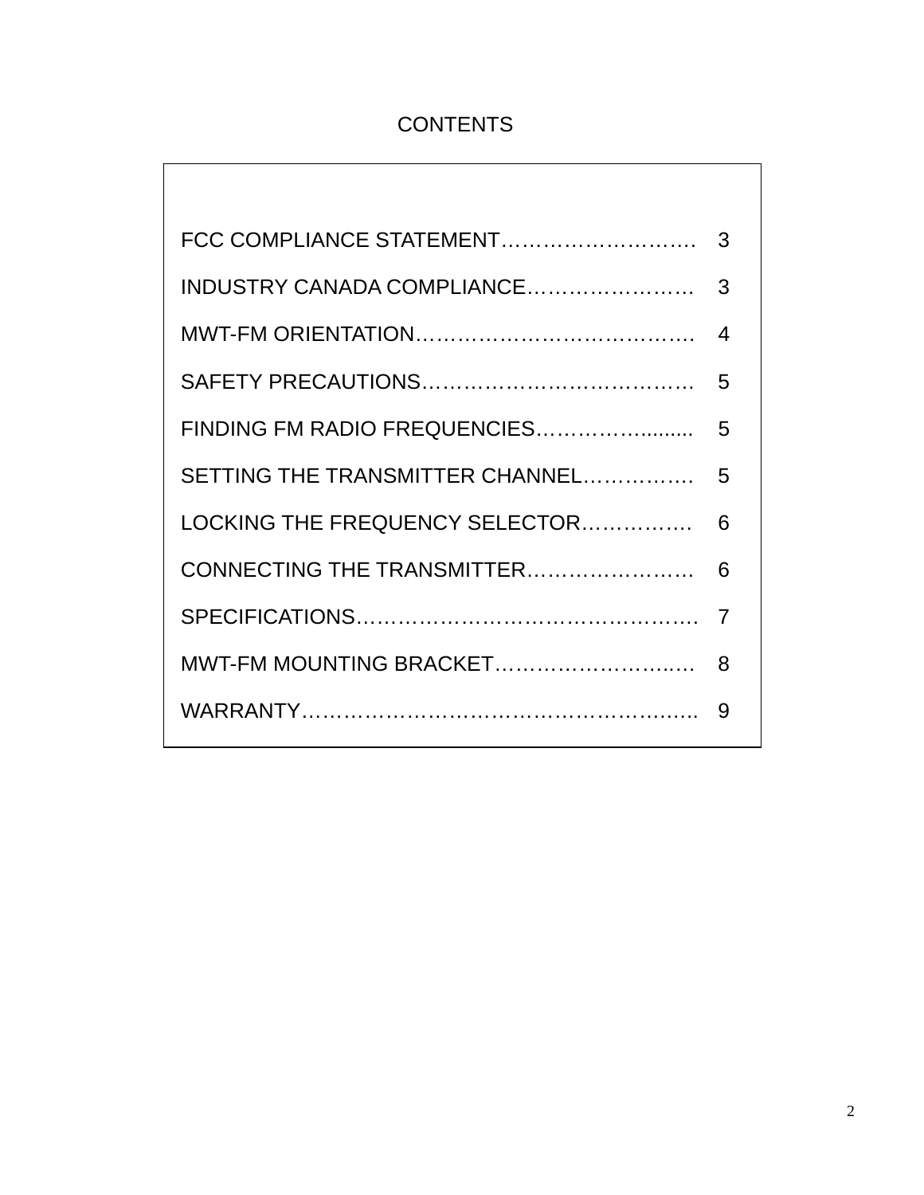# CONTENTS

| | |
|---|---|
| FCC COMPLIANCE STATEMENT………………………. | 3 |
| INDUSTRY CANADA COMPLIANCE……………………. | 3 |
| MWT-FM ORIENTATION…………………………………. | 4 |
| SAFETY PRECAUTIONS………………………………… | 5 |
| FINDING FM RADIO FREQUENCIES…………….......... | 5 |
| SETTING THE TRANSMITTER CHANNEL……………. | 5 |
| LOCKING THE FREQUENCY SELECTOR……………. | 6 |
| CONNECTING THE TRANSMITTER…………………… | 6 |
| SPECIFICATIONS………………………………………. | 7 |
| MWT-FM MOUNTING BRACKET……………………..…. | 8 |
| WARRANTY…………………………………………….….. | 9 |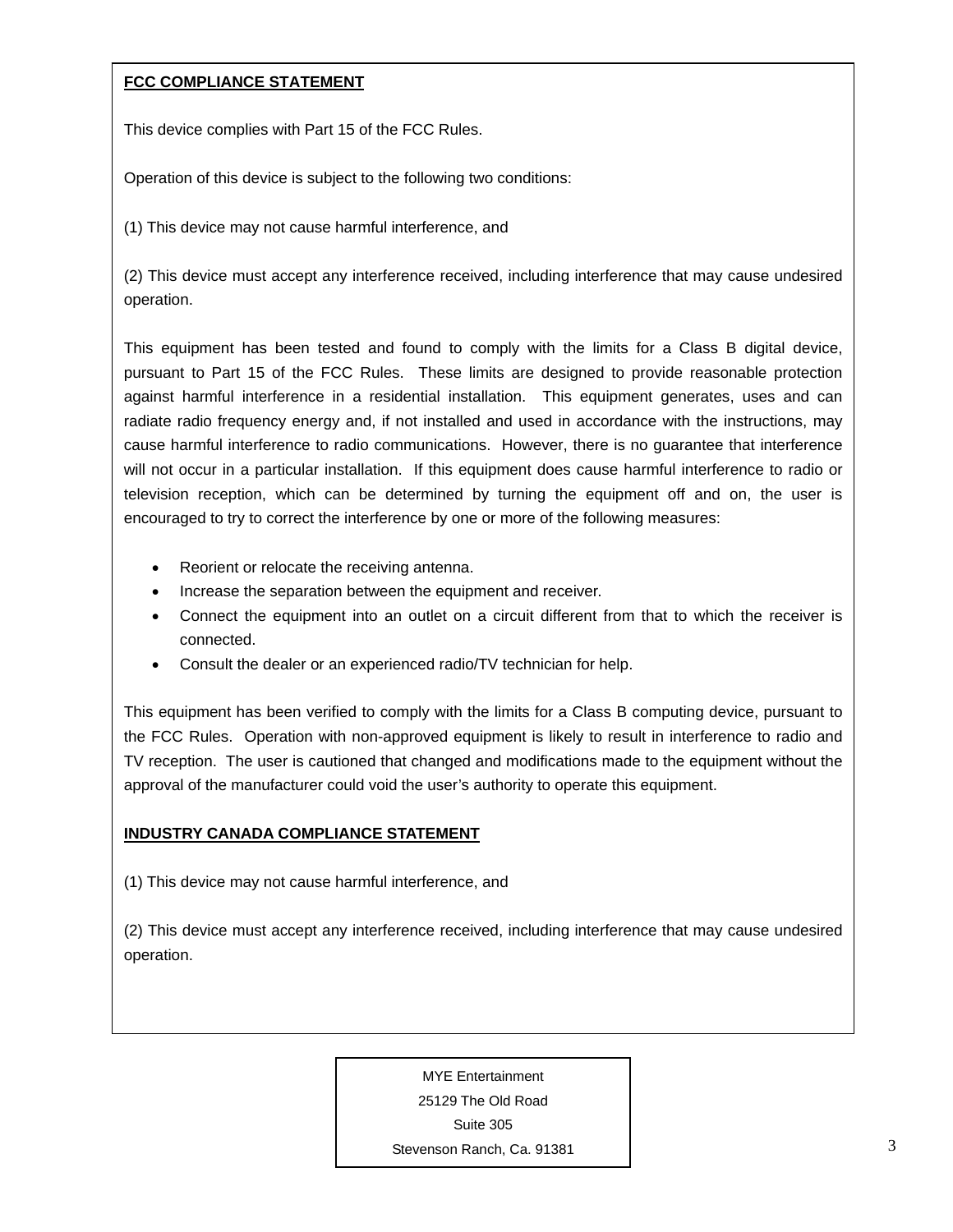**FCC COMPLIANCE STATEMENT**

This device complies with Part 15 of the FCC Rules.

Operation of this device is subject to the following two conditions:

(1) This device may not cause harmful interference, and

(2) This device must accept any interference received, including interference that may cause undesired operation.

This equipment has been tested and found to comply with the limits for a Class B digital device, pursuant to Part 15 of the FCC Rules. These limits are designed to provide reasonable protection against harmful interference in a residential installation. This equipment generates, uses and can radiate radio frequency energy and, if not installed and used in accordance with the instructions, may cause harmful interference to radio communications. However, there is no guarantee that interference will not occur in a particular installation. If this equipment does cause harmful interference to radio or television reception, which can be determined by turning the equipment off and on, the user is encouraged to try to correct the interference by one or more of the following measures:

- Reorient or relocate the receiving antenna.
- Increase the separation between the equipment and receiver.
- Connect the equipment into an outlet on a circuit different from that to which the receiver is connected.
- Consult the dealer or an experienced radio/TV technician for help.

This equipment has been verified to comply with the limits for a Class B computing device, pursuant to the FCC Rules. Operation with non-approved equipment is likely to result in interference to radio and TV reception. The user is cautioned that changed and modifications made to the equipment without the approval of the manufacturer could void the user's authority to operate this equipment.

**INDUSTRY CANADA COMPLIANCE STATEMENT**

(1) This device may not cause harmful interference, and

(2) This device must accept any interference received, including interference that may cause undesired operation.

MYE Entertainment
25129 The Old Road
Suite 305
Stevenson Ranch, Ca. 91381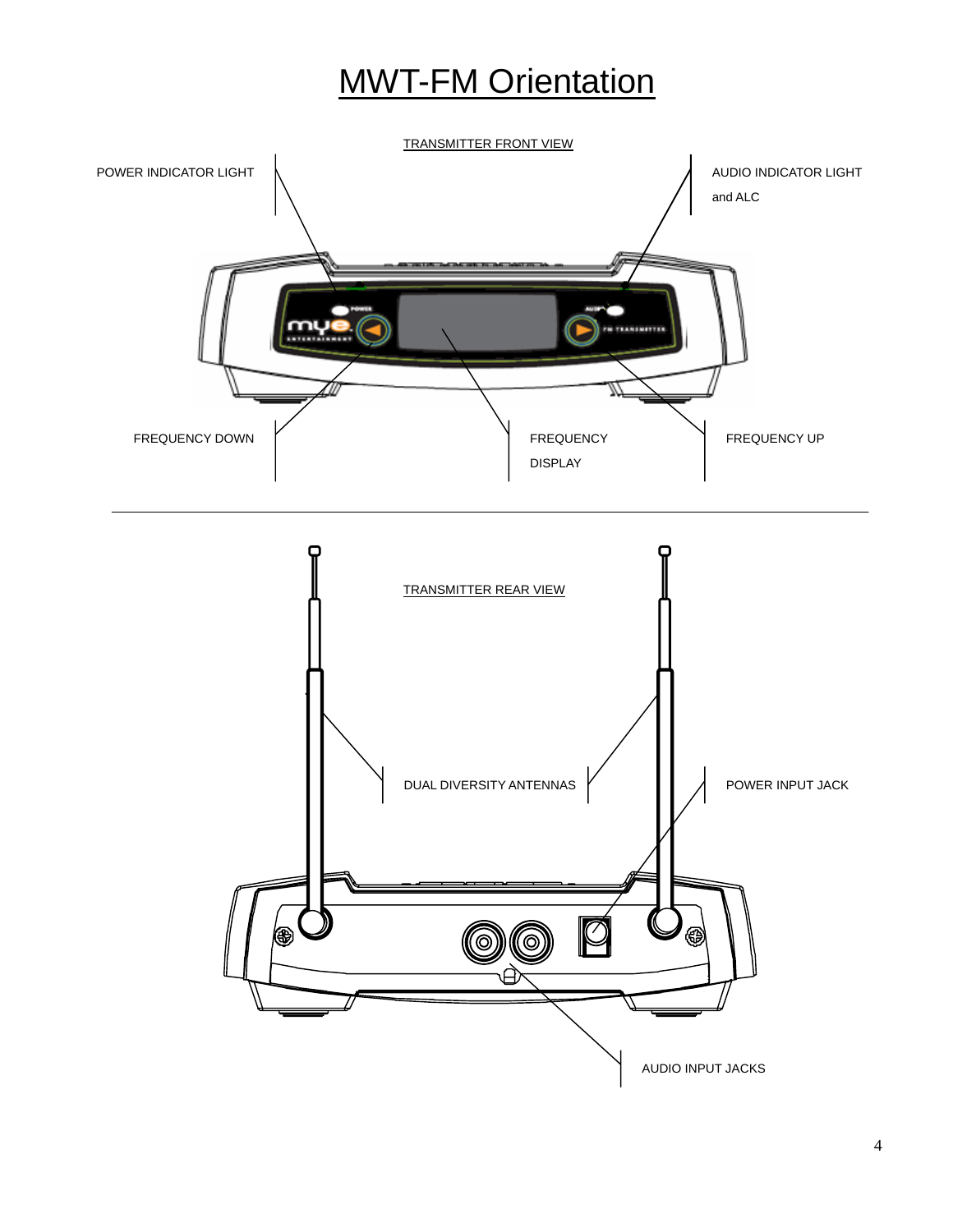# MWT-FM Orientation

TRANSMITTER FRONT VIEW

POWER INDICATOR LIGHT

AUDIO INDICATOR LIGHT and ALC

FREQUENCY DOWN

FREQUENCY DISPLAY

FREQUENCY UP

---

TRANSMITTER REAR VIEW

DUAL DIVERSITY ANTENNAS

POWER INPUT JACK

AUDIO INPUT JACKS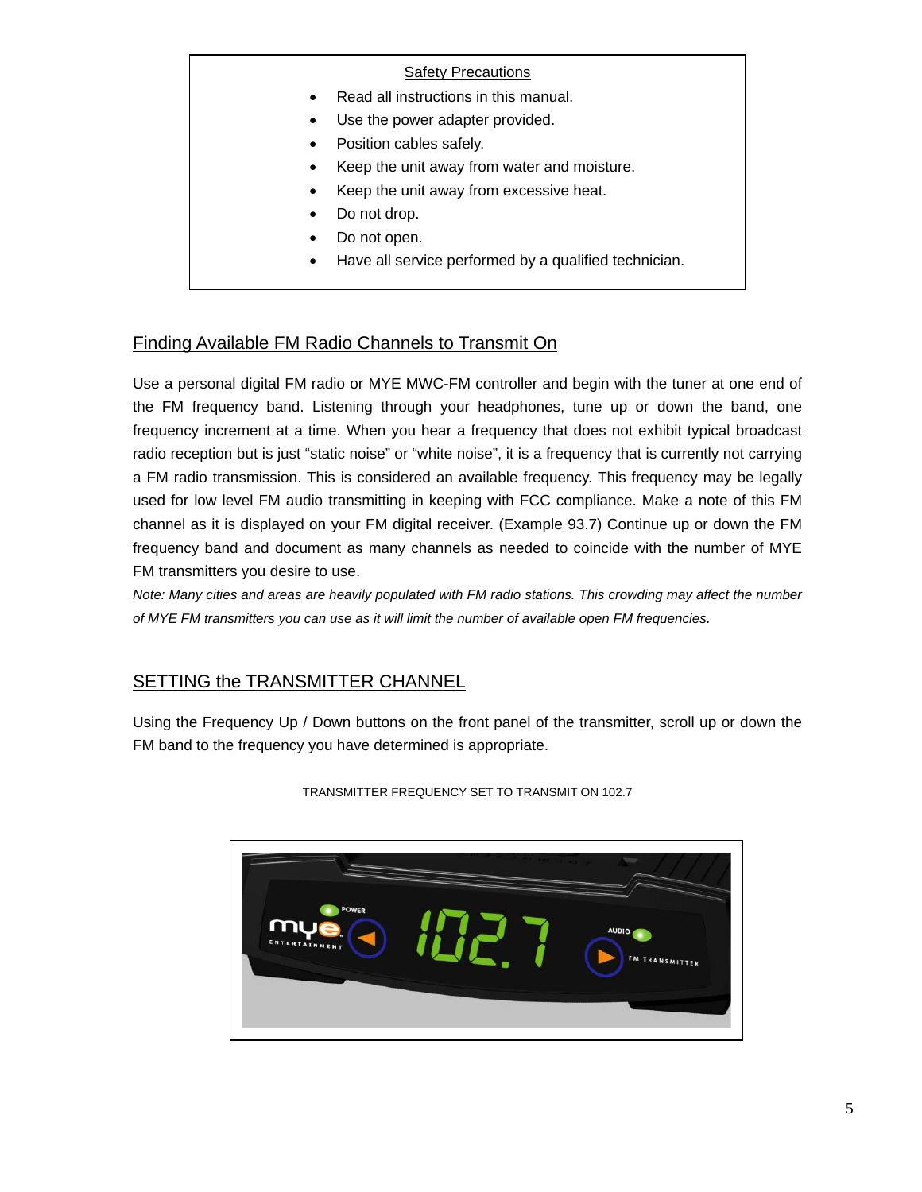## Safety Precautions

- Read all instructions in this manual.
- Use the power adapter provided.
- Position cables safely.
- Keep the unit away from water and moisture.
- Keep the unit away from excessive heat.
- Do not drop.
- Do not open.
- Have all service performed by a qualified technician.

## Finding Available FM Radio Channels to Transmit On

Use a personal digital FM radio or MYE MWC-FM controller and begin with the tuner at one end of the FM frequency band. Listening through your headphones, tune up or down the band, one frequency increment at a time. When you hear a frequency that does not exhibit typical broadcast radio reception but is just "static noise" or "white noise", it is a frequency that is currently not carrying a FM radio transmission. This is considered an available frequency. This frequency may be legally used for low level FM audio transmitting in keeping with FCC compliance. Make a note of this FM channel as it is displayed on your FM digital receiver. (Example 93.7) Continue up or down the FM frequency band and document as many channels as needed to coincide with the number of MYE FM transmitters you desire to use.

*Note: Many cities and areas are heavily populated with FM radio stations. This crowding may affect the number of MYE FM transmitters you can use as it will limit the number of available open FM frequencies.*

## SETTING the TRANSMITTER CHANNEL

Using the Frequency Up / Down buttons on the front panel of the transmitter, scroll up or down the FM band to the frequency you have determined is appropriate.

TRANSMITTER FREQUENCY SET TO TRANSMIT ON 102.7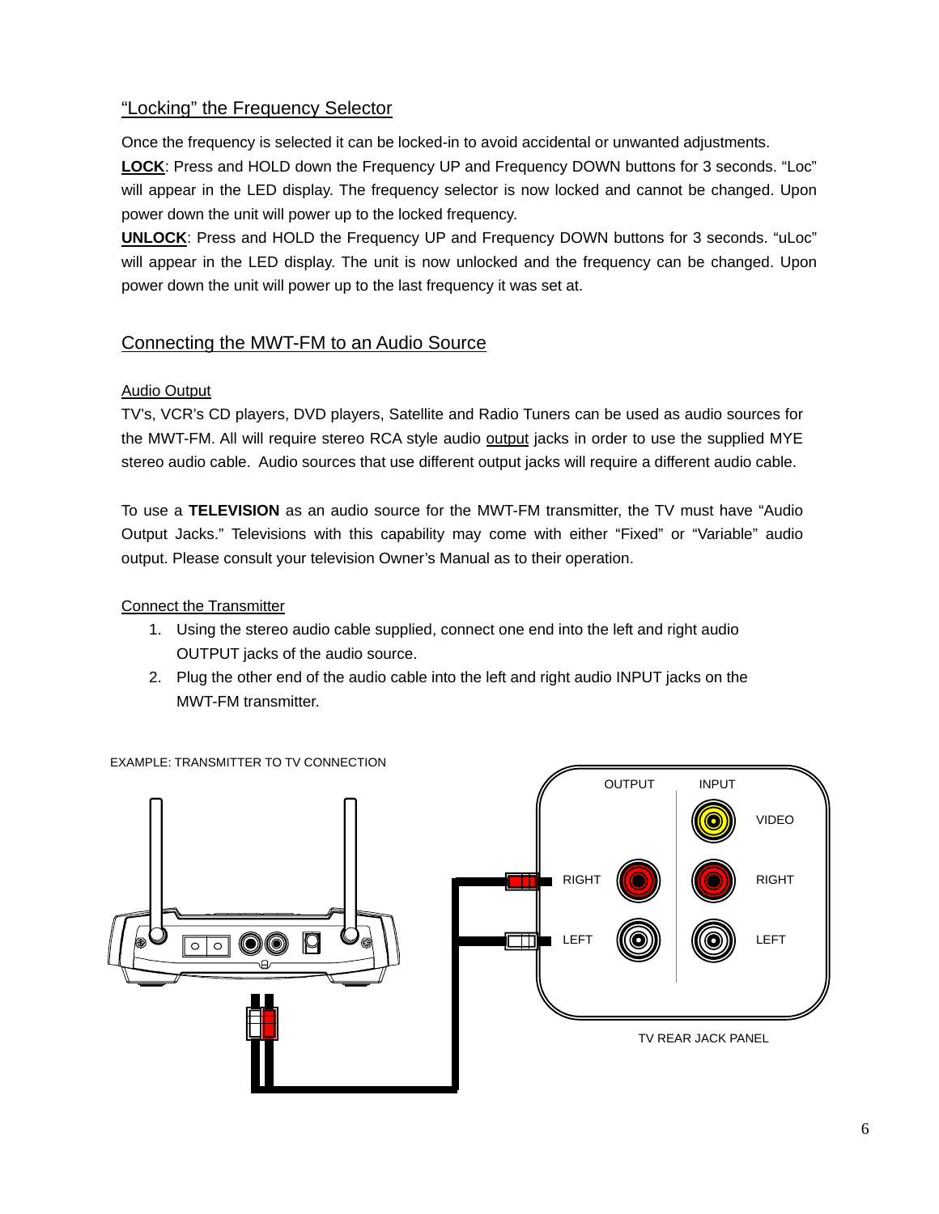## "Locking" the Frequency Selector

Once the frequency is selected it can be locked-in to avoid accidental or unwanted adjustments.

**LOCK**: Press and HOLD down the Frequency UP and Frequency DOWN buttons for 3 seconds. "Loc" will appear in the LED display. The frequency selector is now locked and cannot be changed. Upon power down the unit will power up to the locked frequency.

**UNLOCK**: Press and HOLD the Frequency UP and Frequency DOWN buttons for 3 seconds. "uLoc" will appear in the LED display. The unit is now unlocked and the frequency can be changed. Upon power down the unit will power up to the last frequency it was set at.

## Connecting the MWT-FM to an Audio Source

### Audio Output

TV's, VCR's CD players, DVD players, Satellite and Radio Tuners can be used as audio sources for the MWT-FM. All will require stereo RCA style audio output jacks in order to use the supplied MYE stereo audio cable. Audio sources that use different output jacks will require a different audio cable.

To use a **TELEVISION** as an audio source for the MWT-FM transmitter, the TV must have "Audio Output Jacks." Televisions with this capability may come with either "Fixed" or "Variable" audio output. Please consult your television Owner's Manual as to their operation.

### Connect the Transmitter

1. Using the stereo audio cable supplied, connect one end into the left and right audio OUTPUT jacks of the audio source.
2. Plug the other end of the audio cable into the left and right audio INPUT jacks on the MWT-FM transmitter.

EXAMPLE: TRANSMITTER TO TV CONNECTION

OUTPUT | INPUT | VIDEO | RIGHT | RIGHT | LEFT | LEFT

TV REAR JACK PANEL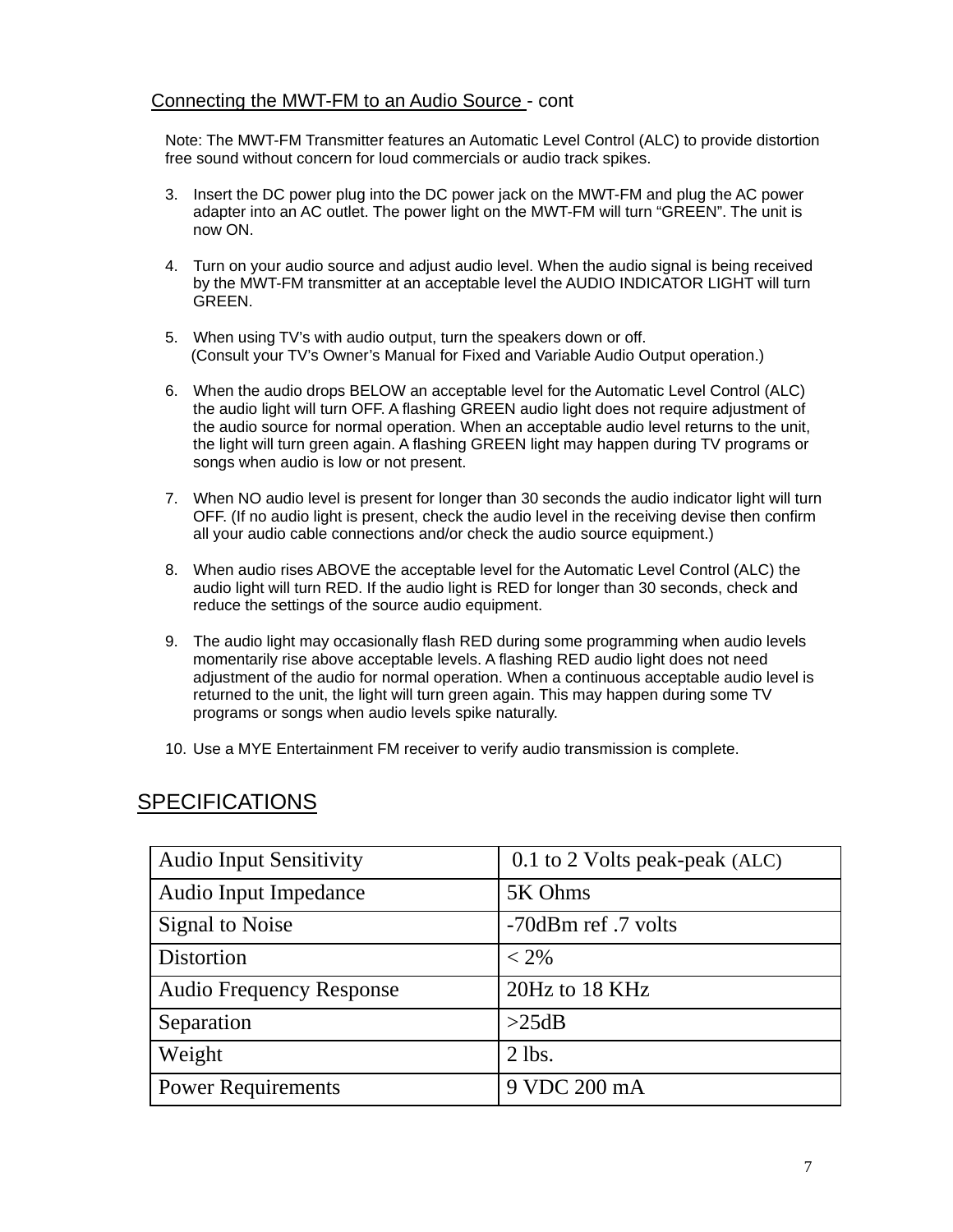## Connecting the MWT-FM to an Audio Source - cont

Note: The MWT-FM Transmitter features an Automatic Level Control (ALC) to provide distortion free sound without concern for loud commercials or audio track spikes.

3. Insert the DC power plug into the DC power jack on the MWT-FM and plug the AC power adapter into an AC outlet. The power light on the MWT-FM will turn "GREEN". The unit is now ON.

4. Turn on your audio source and adjust audio level. When the audio signal is being received by the MWT-FM transmitter at an acceptable level the AUDIO INDICATOR LIGHT will turn GREEN.

5. When using TV's with audio output, turn the speakers down or off.
(Consult your TV's Owner's Manual for Fixed and Variable Audio Output operation.)

6. When the audio drops BELOW an acceptable level for the Automatic Level Control (ALC) the audio light will turn OFF. A flashing GREEN audio light does not require adjustment of the audio source for normal operation. When an acceptable audio level returns to the unit, the light will turn green again. A flashing GREEN light may happen during TV programs or songs when audio is low or not present.

7. When NO audio level is present for longer than 30 seconds the audio indicator light will turn OFF. (If no audio light is present, check the audio level in the receiving devise then confirm all your audio cable connections and/or check the audio source equipment.)

8. When audio rises ABOVE the acceptable level for the Automatic Level Control (ALC) the audio light will turn RED. If the audio light is RED for longer than 30 seconds, check and reduce the settings of the source audio equipment.

9. The audio light may occasionally flash RED during some programming when audio levels momentarily rise above acceptable levels. A flashing RED audio light does not need adjustment of the audio for normal operation. When a continuous acceptable audio level is returned to the unit, the light will turn green again. This may happen during some TV programs or songs when audio levels spike naturally.

10. Use a MYE Entertainment FM receiver to verify audio transmission is complete.

## SPECIFICATIONS

| Audio Input Sensitivity | 0.1 to 2 Volts peak-peak (ALC) |
|---|---|
| Audio Input Impedance | 5K Ohms |
| Signal to Noise | -70dBm ref .7 volts |
| Distortion | < 2% |
| Audio Frequency Response | 20Hz to 18 KHz |
| Separation | >25dB |
| Weight | 2 lbs. |
| Power Requirements | 9 VDC 200 mA |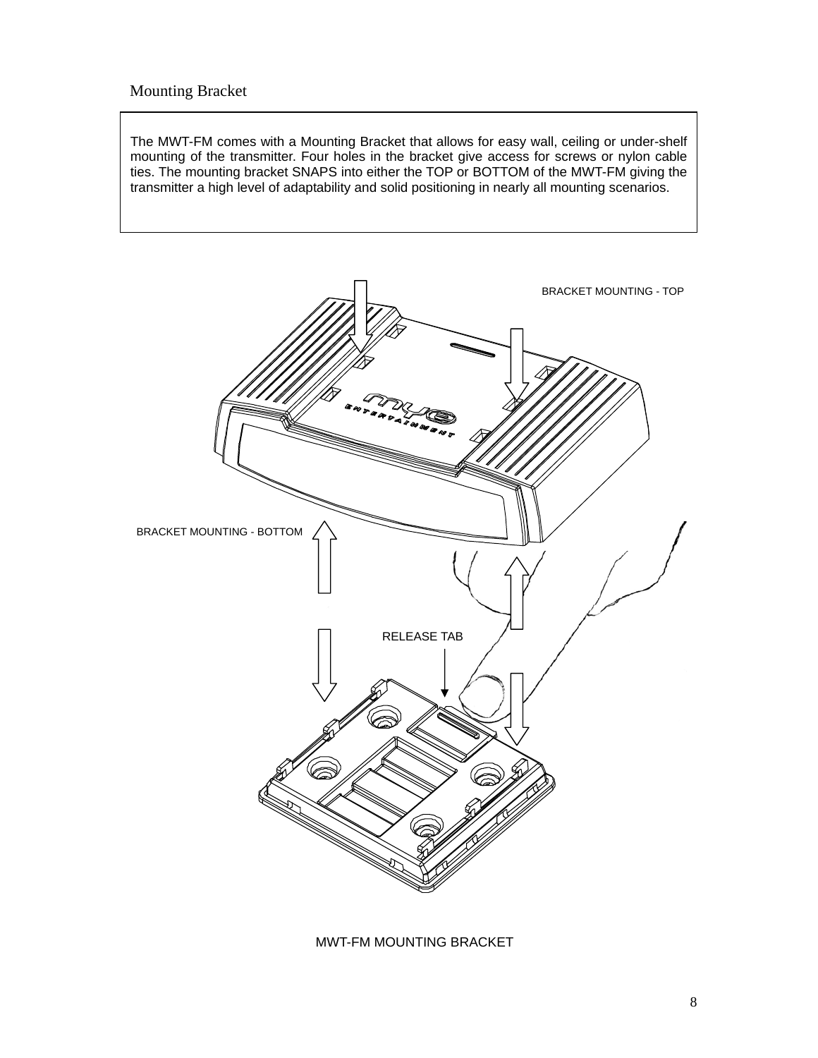## Mounting Bracket

The MWT-FM comes with a Mounting Bracket that allows for easy wall, ceiling or under-shelf mounting of the transmitter. Four holes in the bracket give access for screws or nylon cable ties. The mounting bracket SNAPS into either the TOP or BOTTOM of the MWT-FM giving the transmitter a high level of adaptability and solid positioning in nearly all mounting scenarios.

BRACKET MOUNTING - TOP

BRACKET MOUNTING - BOTTOM

RELEASE TAB

MWT-FM MOUNTING BRACKET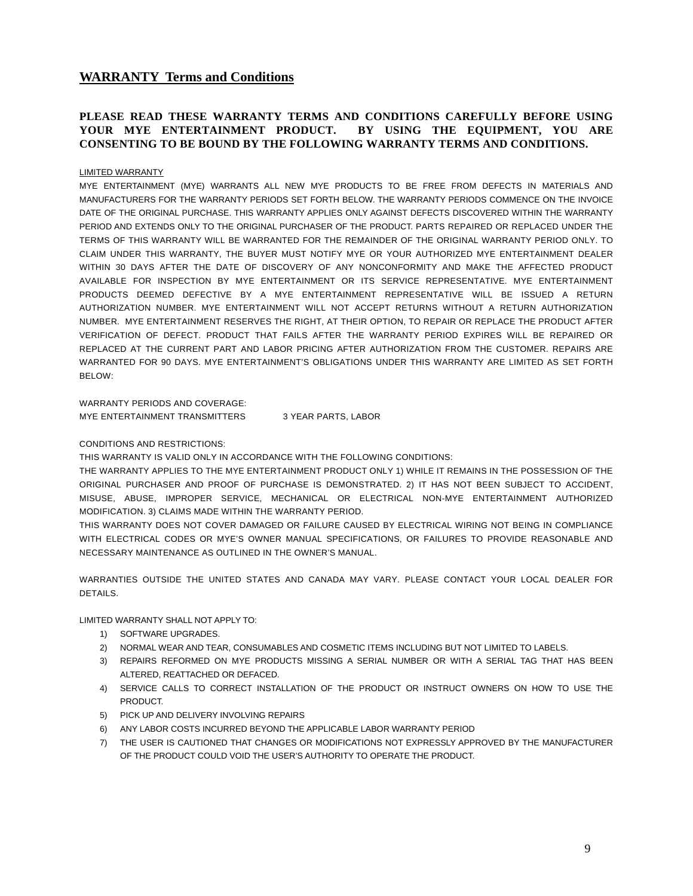## WARRANTY Terms and Conditions

**PLEASE READ THESE WARRANTY TERMS AND CONDITIONS CAREFULLY BEFORE USING YOUR MYE ENTERTAINMENT PRODUCT. BY USING THE EQUIPMENT, YOU ARE CONSENTING TO BE BOUND BY THE FOLLOWING WARRANTY TERMS AND CONDITIONS.**

LIMITED WARRANTY

MYE ENTERTAINMENT (MYE) WARRANTS ALL NEW MYE PRODUCTS TO BE FREE FROM DEFECTS IN MATERIALS AND MANUFACTURERS FOR THE WARRANTY PERIODS SET FORTH BELOW. THE WARRANTY PERIODS COMMENCE ON THE INVOICE DATE OF THE ORIGINAL PURCHASE. THIS WARRANTY APPLIES ONLY AGAINST DEFECTS DISCOVERED WITHIN THE WARRANTY PERIOD AND EXTENDS ONLY TO THE ORIGINAL PURCHASER OF THE PRODUCT. PARTS REPAIRED OR REPLACED UNDER THE TERMS OF THIS WARRANTY WILL BE WARRANTED FOR THE REMAINDER OF THE ORIGINAL WARRANTY PERIOD ONLY. TO CLAIM UNDER THIS WARRANTY, THE BUYER MUST NOTIFY MYE OR YOUR AUTHORIZED MYE ENTERTAINMENT DEALER WITHIN 30 DAYS AFTER THE DATE OF DISCOVERY OF ANY NONCONFORMITY AND MAKE THE AFFECTED PRODUCT AVAILABLE FOR INSPECTION BY MYE ENTERTAINMENT OR ITS SERVICE REPRESENTATIVE. MYE ENTERTAINMENT PRODUCTS DEEMED DEFECTIVE BY A MYE ENTERTAINMENT REPRESENTATIVE WILL BE ISSUED A RETURN AUTHORIZATION NUMBER. MYE ENTERTAINMENT WILL NOT ACCEPT RETURNS WITHOUT A RETURN AUTHORIZATION NUMBER. MYE ENTERTAINMENT RESERVES THE RIGHT, AT THEIR OPTION, TO REPAIR OR REPLACE THE PRODUCT AFTER VERIFICATION OF DEFECT. PRODUCT THAT FAILS AFTER THE WARRANTY PERIOD EXPIRES WILL BE REPAIRED OR REPLACED AT THE CURRENT PART AND LABOR PRICING AFTER AUTHORIZATION FROM THE CUSTOMER. REPAIRS ARE WARRANTED FOR 90 DAYS. MYE ENTERTAINMENT'S OBLIGATIONS UNDER THIS WARRANTY ARE LIMITED AS SET FORTH BELOW:

WARRANTY PERIODS AND COVERAGE:
MYE ENTERTAINMENT TRANSMITTERS 3 YEAR PARTS, LABOR

CONDITIONS AND RESTRICTIONS:
THIS WARRANTY IS VALID ONLY IN ACCORDANCE WITH THE FOLLOWING CONDITIONS:
THE WARRANTY APPLIES TO THE MYE ENTERTAINMENT PRODUCT ONLY 1) WHILE IT REMAINS IN THE POSSESSION OF THE ORIGINAL PURCHASER AND PROOF OF PURCHASE IS DEMONSTRATED. 2) IT HAS NOT BEEN SUBJECT TO ACCIDENT, MISUSE, ABUSE, IMPROPER SERVICE, MECHANICAL OR ELECTRICAL NON-MYE ENTERTAINMENT AUTHORIZED MODIFICATION. 3) CLAIMS MADE WITHIN THE WARRANTY PERIOD.
THIS WARRANTY DOES NOT COVER DAMAGED OR FAILURE CAUSED BY ELECTRICAL WIRING NOT BEING IN COMPLIANCE WITH ELECTRICAL CODES OR MYE'S OWNER MANUAL SPECIFICATIONS, OR FAILURES TO PROVIDE REASONABLE AND NECESSARY MAINTENANCE AS OUTLINED IN THE OWNER'S MANUAL.

WARRANTIES OUTSIDE THE UNITED STATES AND CANADA MAY VARY. PLEASE CONTACT YOUR LOCAL DEALER FOR DETAILS.

LIMITED WARRANTY SHALL NOT APPLY TO:

1) SOFTWARE UPGRADES.
2) NORMAL WEAR AND TEAR, CONSUMABLES AND COSMETIC ITEMS INCLUDING BUT NOT LIMITED TO LABELS.
3) REPAIRS REFORMED ON MYE PRODUCTS MISSING A SERIAL NUMBER OR WITH A SERIAL TAG THAT HAS BEEN ALTERED, REATTACHED OR DEFACED.
4) SERVICE CALLS TO CORRECT INSTALLATION OF THE PRODUCT OR INSTRUCT OWNERS ON HOW TO USE THE PRODUCT.
5) PICK UP AND DELIVERY INVOLVING REPAIRS
6) ANY LABOR COSTS INCURRED BEYOND THE APPLICABLE LABOR WARRANTY PERIOD
7) THE USER IS CAUTIONED THAT CHANGES OR MODIFICATIONS NOT EXPRESSLY APPROVED BY THE MANUFACTURER OF THE PRODUCT COULD VOID THE USER'S AUTHORITY TO OPERATE THE PRODUCT.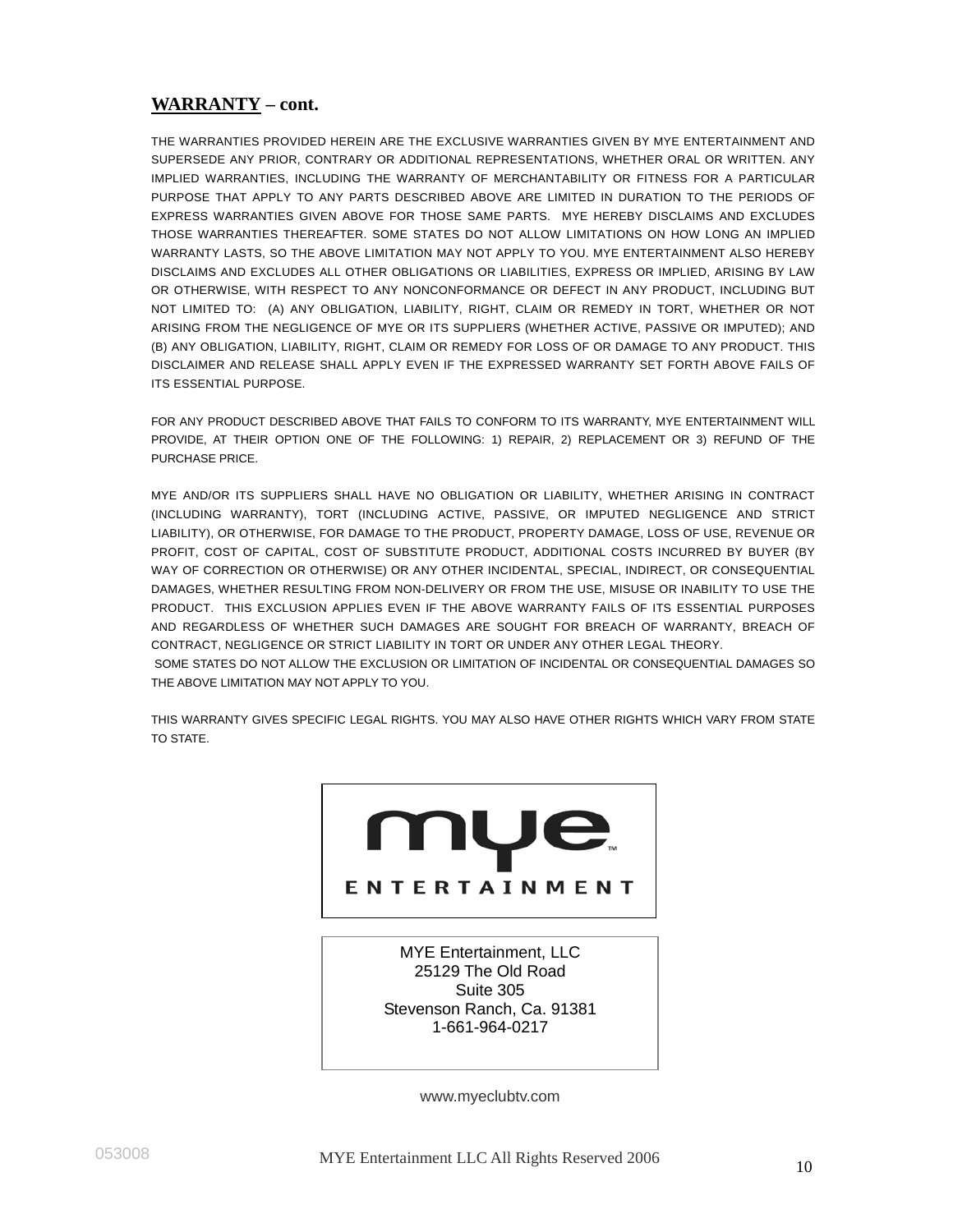## **WARRANTY – cont.**

THE WARRANTIES PROVIDED HEREIN ARE THE EXCLUSIVE WARRANTIES GIVEN BY MYE ENTERTAINMENT AND SUPERSEDE ANY PRIOR, CONTRARY OR ADDITIONAL REPRESENTATIONS, WHETHER ORAL OR WRITTEN. ANY IMPLIED WARRANTIES, INCLUDING THE WARRANTY OF MERCHANTABILITY OR FITNESS FOR A PARTICULAR PURPOSE THAT APPLY TO ANY PARTS DESCRIBED ABOVE ARE LIMITED IN DURATION TO THE PERIODS OF EXPRESS WARRANTIES GIVEN ABOVE FOR THOSE SAME PARTS. MYE HEREBY DISCLAIMS AND EXCLUDES THOSE WARRANTIES THEREAFTER. SOME STATES DO NOT ALLOW LIMITATIONS ON HOW LONG AN IMPLIED WARRANTY LASTS, SO THE ABOVE LIMITATION MAY NOT APPLY TO YOU. MYE ENTERTAINMENT ALSO HEREBY DISCLAIMS AND EXCLUDES ALL OTHER OBLIGATIONS OR LIABILITIES, EXPRESS OR IMPLIED, ARISING BY LAW OR OTHERWISE, WITH RESPECT TO ANY NONCONFORMANCE OR DEFECT IN ANY PRODUCT, INCLUDING BUT NOT LIMITED TO: (A) ANY OBLIGATION, LIABILITY, RIGHT, CLAIM OR REMEDY IN TORT, WHETHER OR NOT ARISING FROM THE NEGLIGENCE OF MYE OR ITS SUPPLIERS (WHETHER ACTIVE, PASSIVE OR IMPUTED); AND (B) ANY OBLIGATION, LIABILITY, RIGHT, CLAIM OR REMEDY FOR LOSS OF OR DAMAGE TO ANY PRODUCT. THIS DISCLAIMER AND RELEASE SHALL APPLY EVEN IF THE EXPRESSED WARRANTY SET FORTH ABOVE FAILS OF ITS ESSENTIAL PURPOSE.

FOR ANY PRODUCT DESCRIBED ABOVE THAT FAILS TO CONFORM TO ITS WARRANTY, MYE ENTERTAINMENT WILL PROVIDE, AT THEIR OPTION ONE OF THE FOLLOWING: 1) REPAIR, 2) REPLACEMENT OR 3) REFUND OF THE PURCHASE PRICE.

MYE AND/OR ITS SUPPLIERS SHALL HAVE NO OBLIGATION OR LIABILITY, WHETHER ARISING IN CONTRACT (INCLUDING WARRANTY), TORT (INCLUDING ACTIVE, PASSIVE, OR IMPUTED NEGLIGENCE AND STRICT LIABILITY), OR OTHERWISE, FOR DAMAGE TO THE PRODUCT, PROPERTY DAMAGE, LOSS OF USE, REVENUE OR PROFIT, COST OF CAPITAL, COST OF SUBSTITUTE PRODUCT, ADDITIONAL COSTS INCURRED BY BUYER (BY WAY OF CORRECTION OR OTHERWISE) OR ANY OTHER INCIDENTAL, SPECIAL, INDIRECT, OR CONSEQUENTIAL DAMAGES, WHETHER RESULTING FROM NON-DELIVERY OR FROM THE USE, MISUSE OR INABILITY TO USE THE PRODUCT. THIS EXCLUSION APPLIES EVEN IF THE ABOVE WARRANTY FAILS OF ITS ESSENTIAL PURPOSES AND REGARDLESS OF WHETHER SUCH DAMAGES ARE SOUGHT FOR BREACH OF WARRANTY, BREACH OF CONTRACT, NEGLIGENCE OR STRICT LIABILITY IN TORT OR UNDER ANY OTHER LEGAL THEORY.

SOME STATES DO NOT ALLOW THE EXCLUSION OR LIMITATION OF INCIDENTAL OR CONSEQUENTIAL DAMAGES SO THE ABOVE LIMITATION MAY NOT APPLY TO YOU.

THIS WARRANTY GIVES SPECIFIC LEGAL RIGHTS. YOU MAY ALSO HAVE OTHER RIGHTS WHICH VARY FROM STATE TO STATE.

mye™
ENTERTAINMENT

MYE Entertainment, LLC
25129 The Old Road
Suite 305
Stevenson Ranch, Ca. 91381
1-661-964-0217

www.myeclubtv.com

053008

MYE Entertainment LLC All Rights Reserved 2006